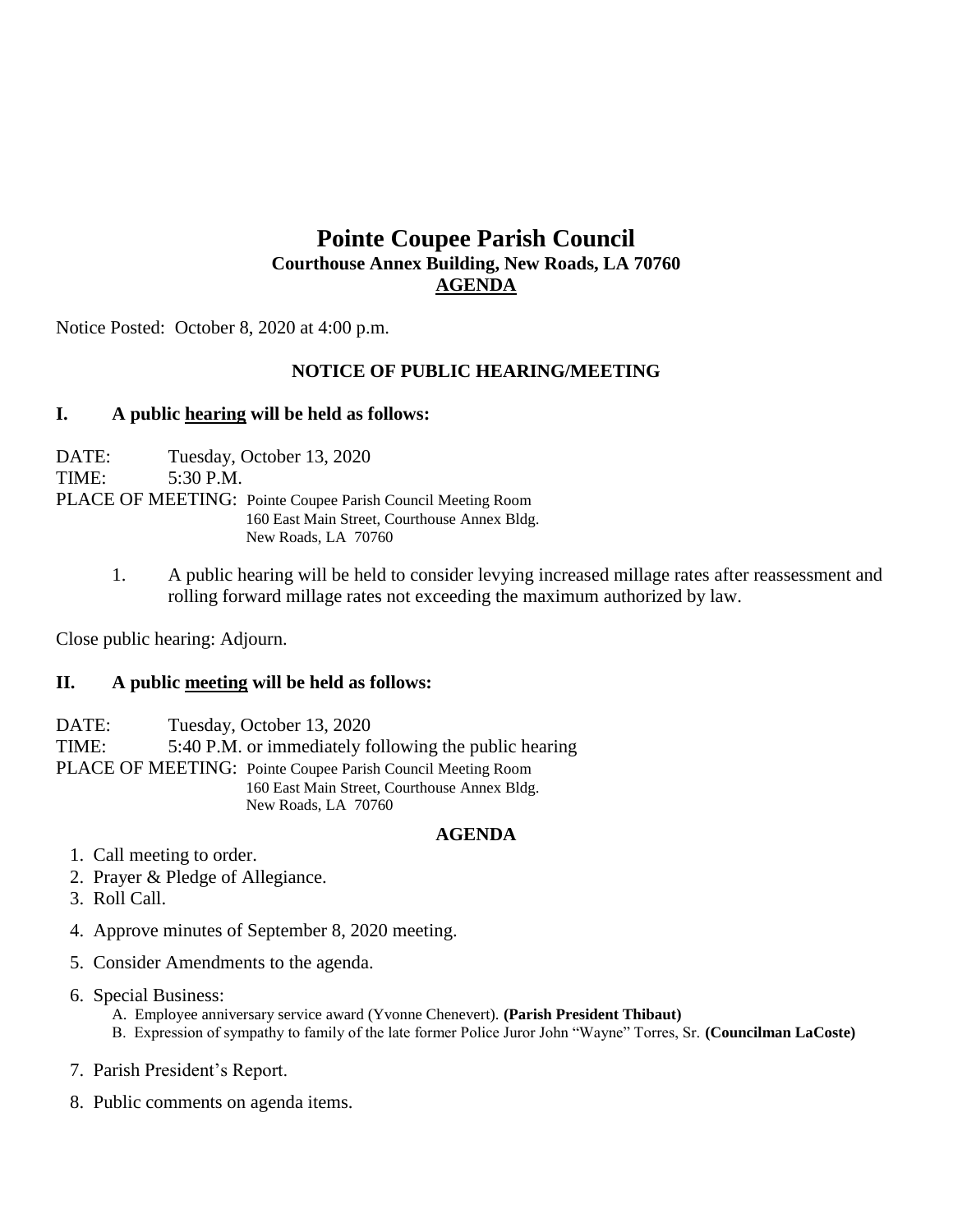# Pointe Coupee Parish Council

**Courthouse Annex Building, New Roads, LA 70760**

**AGENDA**

Notice Posted: October 8, 2020 at 4:00 p.m.

**NOTICE OF PUBLIC HEARING/MEETING**

## I. A public hearing will be held as follows:

DATE: Tuesday, October 13, 2020
TIME: 5:30 P.M.
PLACE OF MEETING: Pointe Coupee Parish Council Meeting Room
160 East Main Street, Courthouse Annex Bldg.
New Roads, LA 70760

1. A public hearing will be held to consider levying increased millage rates after reassessment and rolling forward millage rates not exceeding the maximum authorized by law.

Close public hearing: Adjourn.

## II. A public meeting will be held as follows:

DATE: Tuesday, October 13, 2020
TIME: 5:40 P.M. or immediately following the public hearing
PLACE OF MEETING: Pointe Coupee Parish Council Meeting Room
160 East Main Street, Courthouse Annex Bldg.
New Roads, LA 70760

**AGENDA**

1. Call meeting to order.
2. Prayer & Pledge of Allegiance.
3. Roll Call.
4. Approve minutes of September 8, 2020 meeting.
5. Consider Amendments to the agenda.
6. Special Business:
   - A. Employee anniversary service award (Yvonne Chenevert). **(Parish President Thibaut)**
   - B. Expression of sympathy to family of the late former Police Juror John "Wayne" Torres, Sr. **(Councilman LaCoste)**
7. Parish President's Report.
8. Public comments on agenda items.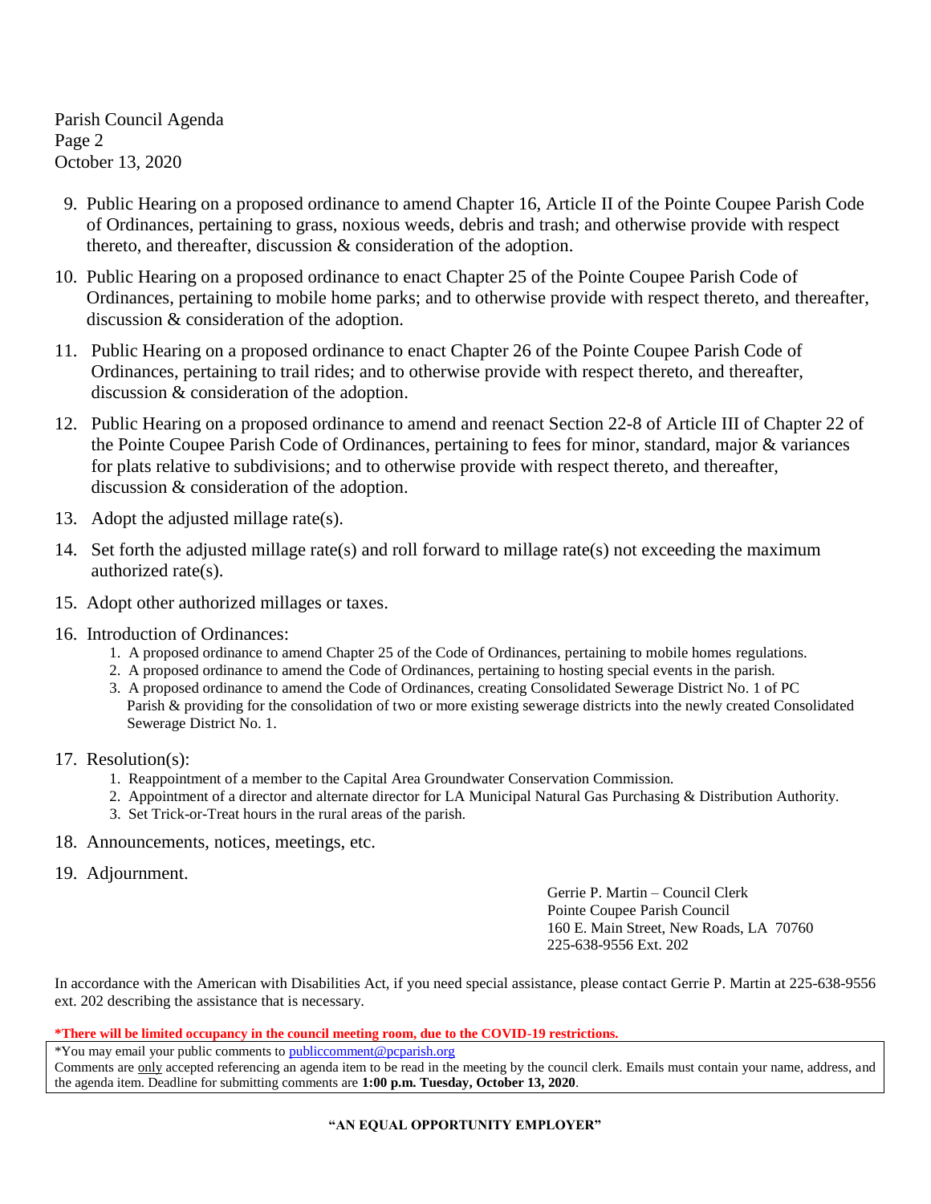Parish Council Agenda
Page 2
October 13, 2020

9. Public Hearing on a proposed ordinance to amend Chapter 16, Article II of the Pointe Coupee Parish Code of Ordinances, pertaining to grass, noxious weeds, debris and trash; and otherwise provide with respect thereto, and thereafter, discussion & consideration of the adoption.
10. Public Hearing on a proposed ordinance to enact Chapter 25 of the Pointe Coupee Parish Code of Ordinances, pertaining to mobile home parks; and to otherwise provide with respect thereto, and thereafter, discussion & consideration of the adoption.
11. Public Hearing on a proposed ordinance to enact Chapter 26 of the Pointe Coupee Parish Code of Ordinances, pertaining to trail rides; and to otherwise provide with respect thereto, and thereafter, discussion & consideration of the adoption.
12. Public Hearing on a proposed ordinance to amend and reenact Section 22-8 of Article III of Chapter 22 of the Pointe Coupee Parish Code of Ordinances, pertaining to fees for minor, standard, major & variances for plats relative to subdivisions; and to otherwise provide with respect thereto, and thereafter, discussion & consideration of the adoption.
13. Adopt the adjusted millage rate(s).
14. Set forth the adjusted millage rate(s) and roll forward to millage rate(s) not exceeding the maximum authorized rate(s).
15. Adopt other authorized millages or taxes.
16. Introduction of Ordinances:
    1. A proposed ordinance to amend Chapter 25 of the Code of Ordinances, pertaining to mobile homes regulations.
    2. A proposed ordinance to amend the Code of Ordinances, pertaining to hosting special events in the parish.
    3. A proposed ordinance to amend the Code of Ordinances, creating Consolidated Sewerage District No. 1 of PC Parish & providing for the consolidation of two or more existing sewerage districts into the newly created Consolidated Sewerage District No. 1.
17. Resolution(s):
    1. Reappointment of a member to the Capital Area Groundwater Conservation Commission.
    2. Appointment of a director and alternate director for LA Municipal Natural Gas Purchasing & Distribution Authority.
    3. Set Trick-or-Treat hours in the rural areas of the parish.
18. Announcements, notices, meetings, etc.
19. Adjournment.

Gerrie P. Martin – Council Clerk
Pointe Coupee Parish Council
160 E. Main Street, New Roads, LA 70760
225-638-9556 Ext. 202

In accordance with the American with Disabilities Act, if you need special assistance, please contact Gerrie P. Martin at 225-638-9556 ext. 202 describing the assistance that is necessary.

**\*There will be limited occupancy in the council meeting room, due to the COVID-19 restrictions.**

*You may email your public comments to publiccomment@pcparish.org
Comments are only accepted referencing an agenda item to be read in the meeting by the council clerk. Emails must contain your name, address, and the agenda item. Deadline for submitting comments are **1:00 p.m. Tuesday, October 13, 2020**.

**"AN EQUAL OPPORTUNITY EMPLOYER"**